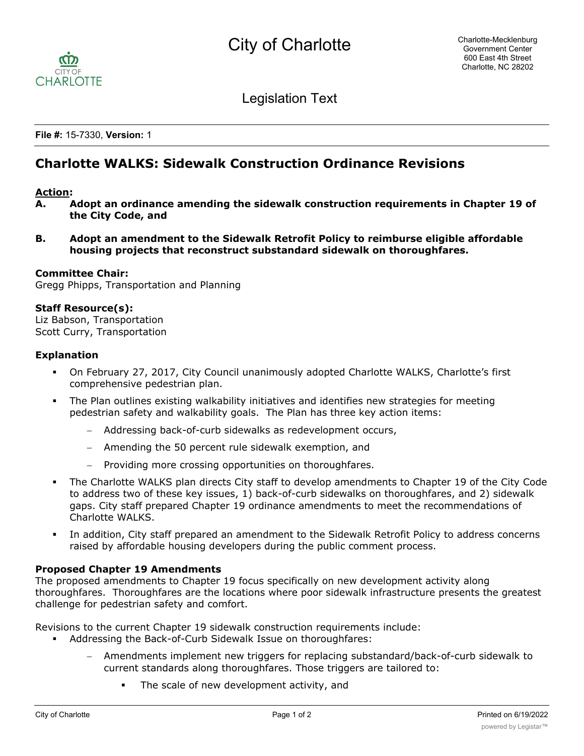City of Charlotte

Legislation Text

**File #:** 15-7330, **Version:** 1

# Charlotte WALKS: Sidewalk Construction Ordinance Revisions

**Action:**

**A. Adopt an ordinance amending the sidewalk construction requirements in Chapter 19 of the City Code, and**

**B. Adopt an amendment to the Sidewalk Retrofit Policy to reimburse eligible affordable housing projects that reconstruct substandard sidewalk on thoroughfares.**

**Committee Chair:**
Gregg Phipps, Transportation and Planning

**Staff Resource(s):**
Liz Babson, Transportation
Scott Curry, Transportation

**Explanation**

- On February 27, 2017, City Council unanimously adopted Charlotte WALKS, Charlotte's first comprehensive pedestrian plan.
- The Plan outlines existing walkability initiatives and identifies new strategies for meeting pedestrian safety and walkability goals. The Plan has three key action items:
  - Addressing back-of-curb sidewalks as redevelopment occurs,
  - Amending the 50 percent rule sidewalk exemption, and
  - Providing more crossing opportunities on thoroughfares.
- The Charlotte WALKS plan directs City staff to develop amendments to Chapter 19 of the City Code to address two of these key issues, 1) back-of-curb sidewalks on thoroughfares, and 2) sidewalk gaps. City staff prepared Chapter 19 ordinance amendments to meet the recommendations of Charlotte WALKS.
- In addition, City staff prepared an amendment to the Sidewalk Retrofit Policy to address concerns raised by affordable housing developers during the public comment process.

**Proposed Chapter 19 Amendments**

The proposed amendments to Chapter 19 focus specifically on new development activity along thoroughfares. Thoroughfares are the locations where poor sidewalk infrastructure presents the greatest challenge for pedestrian safety and comfort.

Revisions to the current Chapter 19 sidewalk construction requirements include:

- Addressing the Back-of-Curb Sidewalk Issue on thoroughfares:
  - Amendments implement new triggers for replacing substandard/back-of-curb sidewalk to current standards along thoroughfares. Those triggers are tailored to:
    - The scale of new development activity, and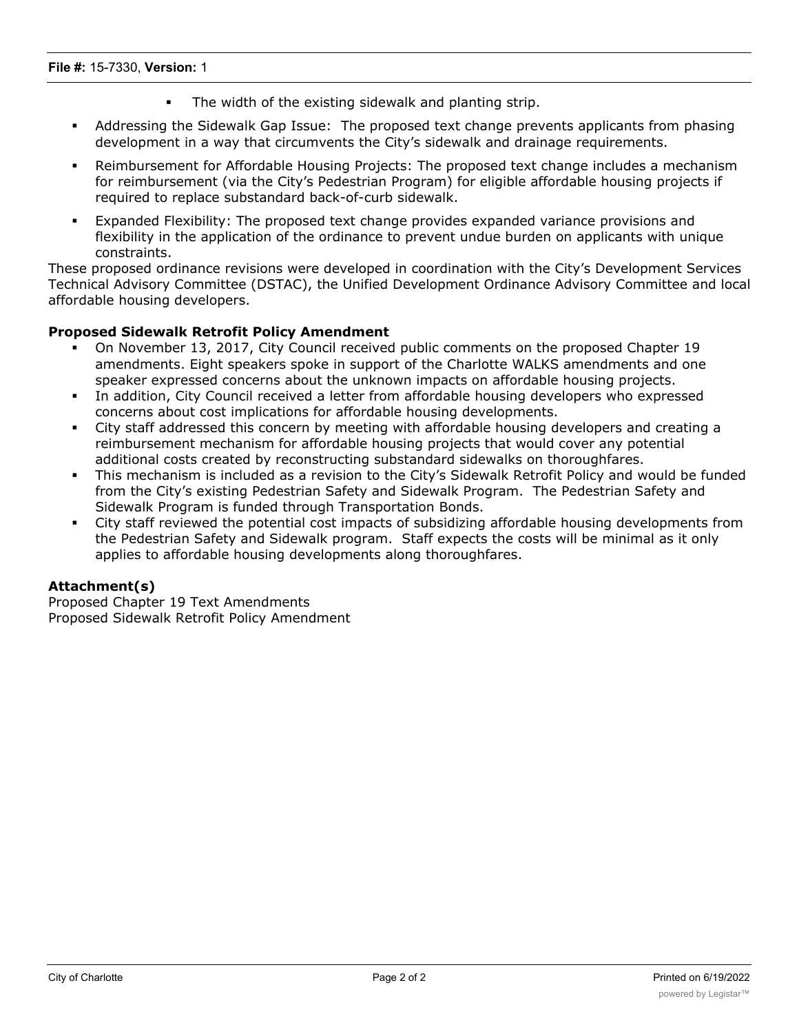- The width of the existing sidewalk and planting strip.

- Addressing the Sidewalk Gap Issue: The proposed text change prevents applicants from phasing development in a way that circumvents the City's sidewalk and drainage requirements.
- Reimbursement for Affordable Housing Projects: The proposed text change includes a mechanism for reimbursement (via the City's Pedestrian Program) for eligible affordable housing projects if required to replace substandard back-of-curb sidewalk.
- Expanded Flexibility: The proposed text change provides expanded variance provisions and flexibility in the application of the ordinance to prevent undue burden on applicants with unique constraints.

These proposed ordinance revisions were developed in coordination with the City's Development Services Technical Advisory Committee (DSTAC), the Unified Development Ordinance Advisory Committee and local affordable housing developers.

**Proposed Sidewalk Retrofit Policy Amendment**

- On November 13, 2017, City Council received public comments on the proposed Chapter 19 amendments. Eight speakers spoke in support of the Charlotte WALKS amendments and one speaker expressed concerns about the unknown impacts on affordable housing projects.
- In addition, City Council received a letter from affordable housing developers who expressed concerns about cost implications for affordable housing developments.
- City staff addressed this concern by meeting with affordable housing developers and creating a reimbursement mechanism for affordable housing projects that would cover any potential additional costs created by reconstructing substandard sidewalks on thoroughfares.
- This mechanism is included as a revision to the City's Sidewalk Retrofit Policy and would be funded from the City's existing Pedestrian Safety and Sidewalk Program. The Pedestrian Safety and Sidewalk Program is funded through Transportation Bonds.
- City staff reviewed the potential cost impacts of subsidizing affordable housing developments from the Pedestrian Safety and Sidewalk program. Staff expects the costs will be minimal as it only applies to affordable housing developments along thoroughfares.

**Attachment(s)**

Proposed Chapter 19 Text Amendments

Proposed Sidewalk Retrofit Policy Amendment